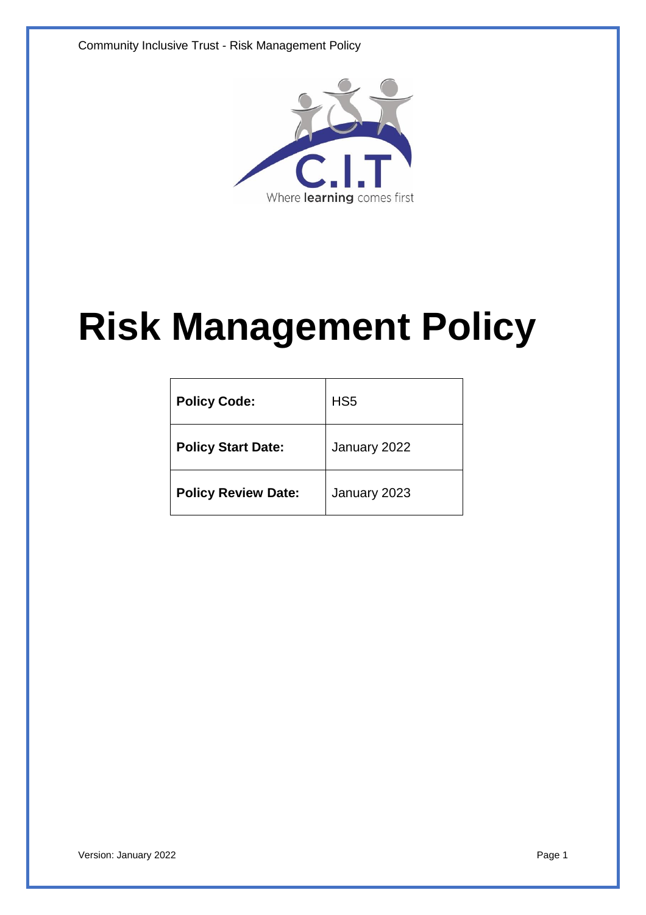# Risk Management Policy

| Policy Code: | HS5 |
|---|---|
| Policy Start Date: | January 2022 |
| Policy Review Date: | January 2023 |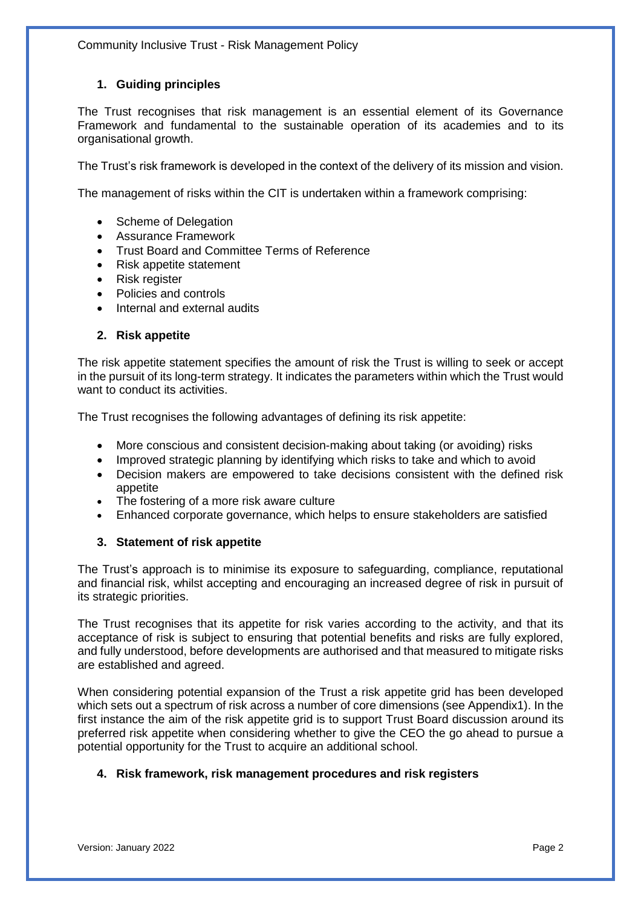## 1. Guiding principles

The Trust recognises that risk management is an essential element of its Governance Framework and fundamental to the sustainable operation of its academies and to its organisational growth.

The Trust's risk framework is developed in the context of the delivery of its mission and vision.

The management of risks within the CIT is undertaken within a framework comprising:

- Scheme of Delegation
- Assurance Framework
- Trust Board and Committee Terms of Reference
- Risk appetite statement
- Risk register
- Policies and controls
- Internal and external audits

## 2. Risk appetite

The risk appetite statement specifies the amount of risk the Trust is willing to seek or accept in the pursuit of its long-term strategy. It indicates the parameters within which the Trust would want to conduct its activities.

The Trust recognises the following advantages of defining its risk appetite:

- More conscious and consistent decision-making about taking (or avoiding) risks
- Improved strategic planning by identifying which risks to take and which to avoid
- Decision makers are empowered to take decisions consistent with the defined risk appetite
- The fostering of a more risk aware culture
- Enhanced corporate governance, which helps to ensure stakeholders are satisfied

## 3. Statement of risk appetite

The Trust's approach is to minimise its exposure to safeguarding, compliance, reputational and financial risk, whilst accepting and encouraging an increased degree of risk in pursuit of its strategic priorities.

The Trust recognises that its appetite for risk varies according to the activity, and that its acceptance of risk is subject to ensuring that potential benefits and risks are fully explored, and fully understood, before developments are authorised and that measured to mitigate risks are established and agreed.

When considering potential expansion of the Trust a risk appetite grid has been developed which sets out a spectrum of risk across a number of core dimensions (see Appendix1). In the first instance the aim of the risk appetite grid is to support Trust Board discussion around its preferred risk appetite when considering whether to give the CEO the go ahead to pursue a potential opportunity for the Trust to acquire an additional school.

## 4. Risk framework, risk management procedures and risk registers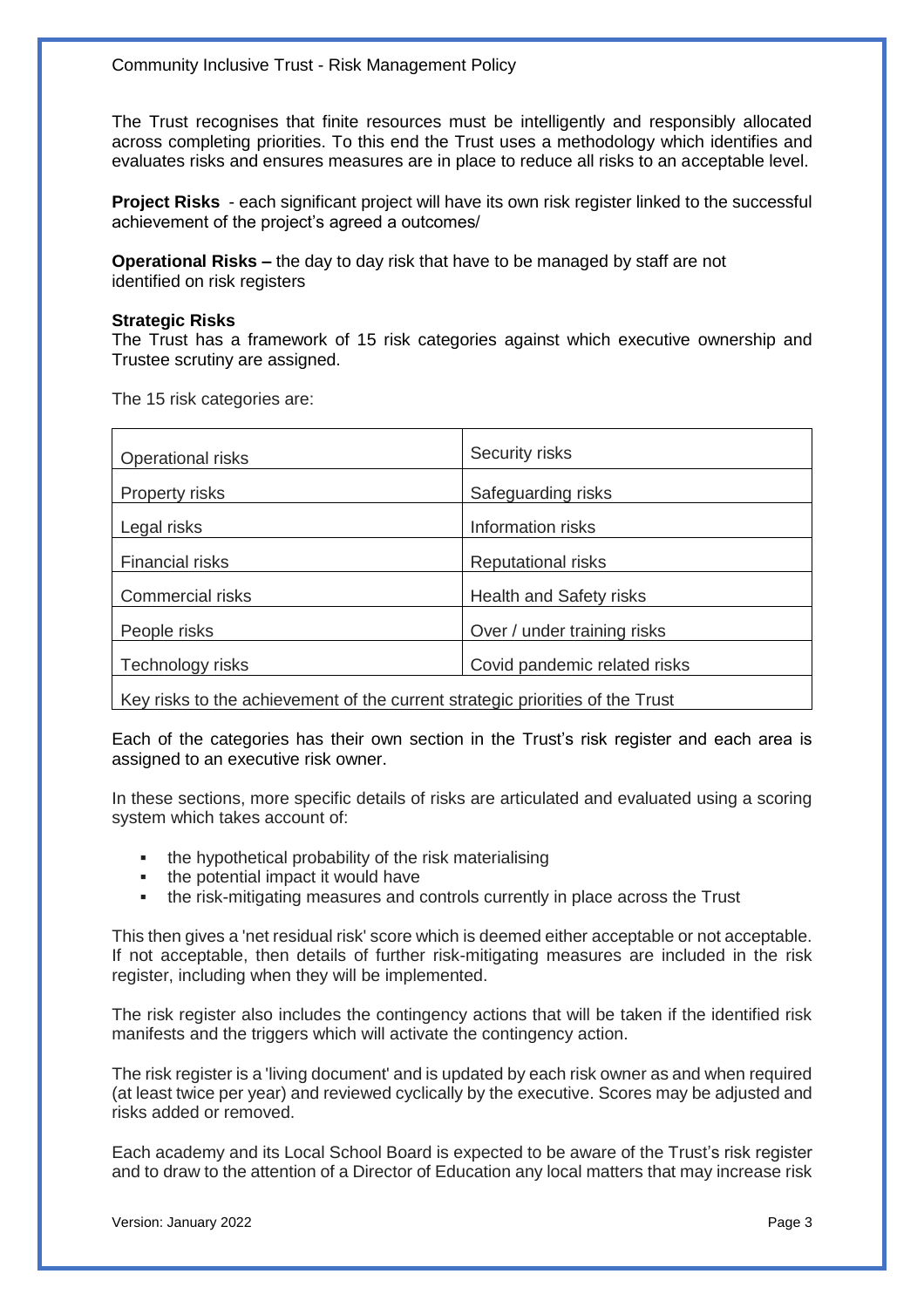The Trust recognises that finite resources must be intelligently and responsibly allocated across completing priorities. To this end the Trust uses a methodology which identifies and evaluates risks and ensures measures are in place to reduce all risks to an acceptable level.

**Project Risks** - each significant project will have its own risk register linked to the successful achievement of the project's agreed a outcomes/

**Operational Risks –** the day to day risk that have to be managed by staff are not identified on risk registers

**Strategic Risks**

The Trust has a framework of 15 risk categories against which executive ownership and Trustee scrutiny are assigned.

The 15 risk categories are:

| | |
|---|---|
| Operational risks | Security risks |
| Property risks | Safeguarding risks |
| Legal risks | Information risks |
| Financial risks | Reputational risks |
| Commercial risks | Health and Safety risks |
| People risks | Over / under training risks |
| Technology risks | Covid pandemic related risks |
| Key risks to the achievement of the current strategic priorities of the Trust | |

Each of the categories has their own section in the Trust's risk register and each area is assigned to an executive risk owner.

In these sections, more specific details of risks are articulated and evaluated using a scoring system which takes account of:

- the hypothetical probability of the risk materialising
- the potential impact it would have
- the risk-mitigating measures and controls currently in place across the Trust

This then gives a 'net residual risk' score which is deemed either acceptable or not acceptable. If not acceptable, then details of further risk-mitigating measures are included in the risk register, including when they will be implemented.

The risk register also includes the contingency actions that will be taken if the identified risk manifests and the triggers which will activate the contingency action.

The risk register is a 'living document' and is updated by each risk owner as and when required (at least twice per year) and reviewed cyclically by the executive. Scores may be adjusted and risks added or removed.

Each academy and its Local School Board is expected to be aware of the Trust's risk register and to draw to the attention of a Director of Education any local matters that may increase risk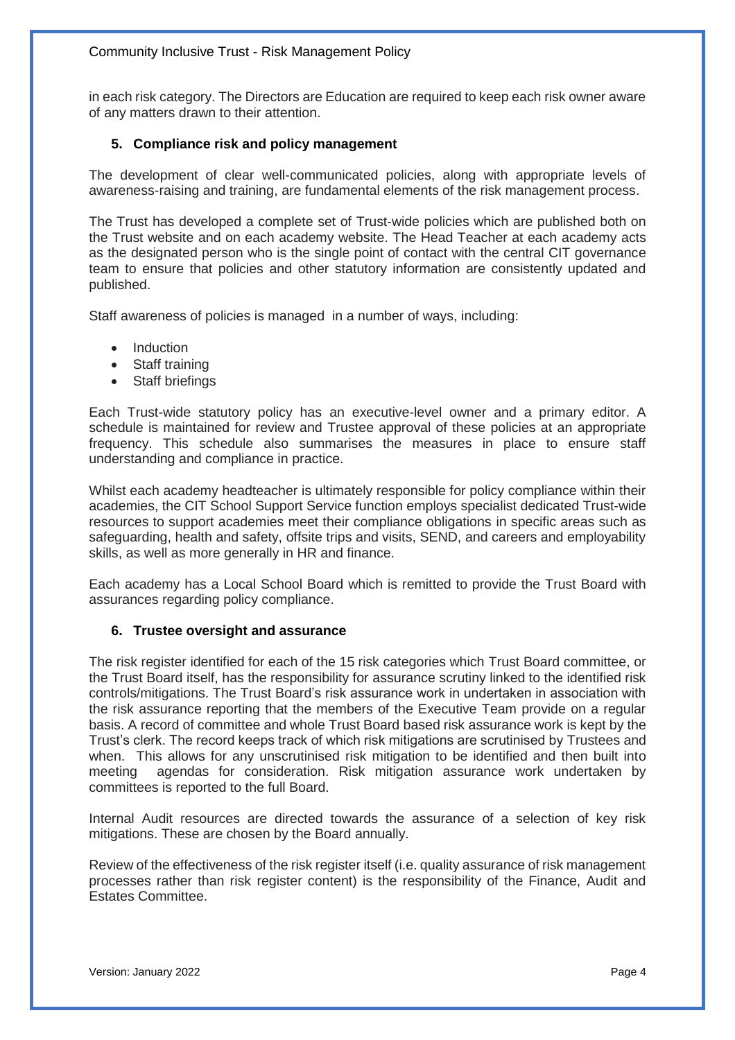in each risk category. The Directors are Education are required to keep each risk owner aware of any matters drawn to their attention.

## 5. Compliance risk and policy management

The development of clear well-communicated policies, along with appropriate levels of awareness-raising and training, are fundamental elements of the risk management process.

The Trust has developed a complete set of Trust-wide policies which are published both on the Trust website and on each academy website. The Head Teacher at each academy acts as the designated person who is the single point of contact with the central CIT governance team to ensure that policies and other statutory information are consistently updated and published.

Staff awareness of policies is managed in a number of ways, including:

- Induction
- Staff training
- Staff briefings

Each Trust-wide statutory policy has an executive-level owner and a primary editor. A schedule is maintained for review and Trustee approval of these policies at an appropriate frequency. This schedule also summarises the measures in place to ensure staff understanding and compliance in practice.

Whilst each academy headteacher is ultimately responsible for policy compliance within their academies, the CIT School Support Service function employs specialist dedicated Trust-wide resources to support academies meet their compliance obligations in specific areas such as safeguarding, health and safety, offsite trips and visits, SEND, and careers and employability skills, as well as more generally in HR and finance.

Each academy has a Local School Board which is remitted to provide the Trust Board with assurances regarding policy compliance.

## 6. Trustee oversight and assurance

The risk register identified for each of the 15 risk categories which Trust Board committee, or the Trust Board itself, has the responsibility for assurance scrutiny linked to the identified risk controls/mitigations. The Trust Board's risk assurance work in undertaken in association with the risk assurance reporting that the members of the Executive Team provide on a regular basis. A record of committee and whole Trust Board based risk assurance work is kept by the Trust's clerk. The record keeps track of which risk mitigations are scrutinised by Trustees and when. This allows for any unscrutinised risk mitigation to be identified and then built into meeting agendas for consideration. Risk mitigation assurance work undertaken by committees is reported to the full Board.

Internal Audit resources are directed towards the assurance of a selection of key risk mitigations. These are chosen by the Board annually.

Review of the effectiveness of the risk register itself (i.e. quality assurance of risk management processes rather than risk register content) is the responsibility of the Finance, Audit and Estates Committee.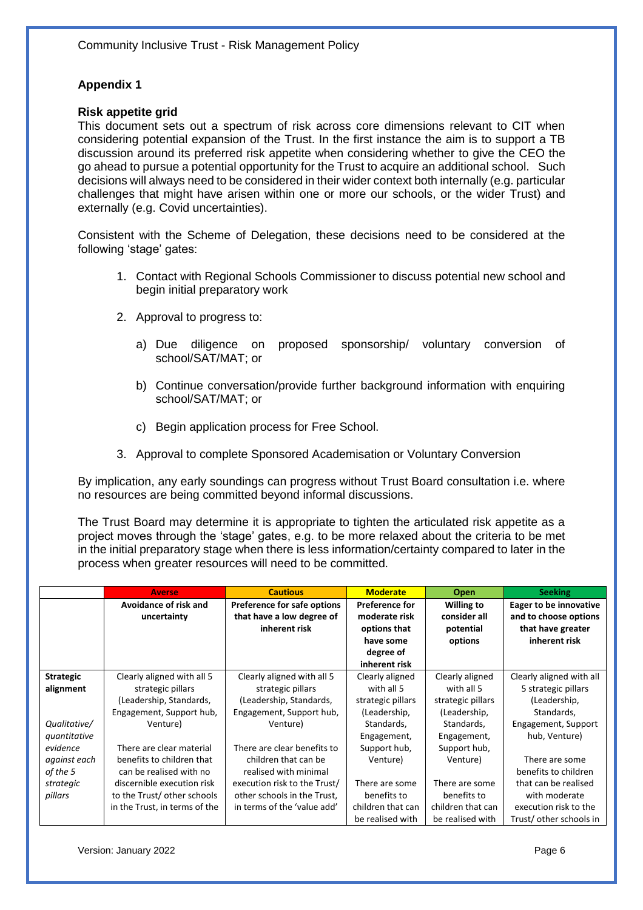## Appendix 1

### Risk appetite grid

This document sets out a spectrum of risk across core dimensions relevant to CIT when considering potential expansion of the Trust. In the first instance the aim is to support a TB discussion around its preferred risk appetite when considering whether to give the CEO the go ahead to pursue a potential opportunity for the Trust to acquire an additional school. Such decisions will always need to be considered in their wider context both internally (e.g. particular challenges that might have arisen within one or more our schools, or the wider Trust) and externally (e.g. Covid uncertainties).

Consistent with the Scheme of Delegation, these decisions need to be considered at the following 'stage' gates:

1. Contact with Regional Schools Commissioner to discuss potential new school and begin initial preparatory work
2. Approval to progress to:
   a) Due diligence on proposed sponsorship/ voluntary conversion of school/SAT/MAT; or
   b) Continue conversation/provide further background information with enquiring school/SAT/MAT; or
   c) Begin application process for Free School.
3. Approval to complete Sponsored Academisation or Voluntary Conversion

By implication, any early soundings can progress without Trust Board consultation i.e. where no resources are being committed beyond informal discussions.

The Trust Board may determine it is appropriate to tighten the articulated risk appetite as a project moves through the 'stage' gates, e.g. to be more relaxed about the criteria to be met in the initial preparatory stage when there is less information/certainty compared to later in the process when greater resources will need to be committed.

| | Averse | Cautious | Moderate | Open | Seeking |
|---|---|---|---|---|---|
| | **Avoidance of risk and uncertainty** | **Preference for safe options that have a low degree of inherent risk** | **Preference for moderate risk options that have some degree of inherent risk** | **Willing to consider all potential options** | **Eager to be innovative and to choose options that have greater inherent risk** |
| **Strategic alignment**<br><br>*Qualitative/ quantitative evidence against each of the 5 strategic pillars* | Clearly aligned with all 5 strategic pillars (Leadership, Standards, Engagement, Support hub, Venture)<br><br>There are clear material benefits to children that can be realised with no discernible execution risk to the Trust/ other schools in the Trust, in terms of the | Clearly aligned with all 5 strategic pillars (Leadership, Standards, Engagement, Support hub, Venture)<br><br>There are clear benefits to children that can be realised with minimal execution risk to the Trust/ other schools in the Trust, in terms of the 'value add' | Clearly aligned with all 5 strategic pillars (Leadership, Standards, Engagement, Support hub, Venture)<br><br>There are some benefits to children that can be realised with | Clearly aligned with all 5 strategic pillars (Leadership, Standards, Engagement, Support hub, Venture)<br><br>There are some benefits to children that can be realised with | Clearly aligned with all 5 strategic pillars (Leadership, Standards, Engagement, Support hub, Venture)<br><br>There are some benefits to children that can be realised with moderate execution risk to the Trust/ other schools in |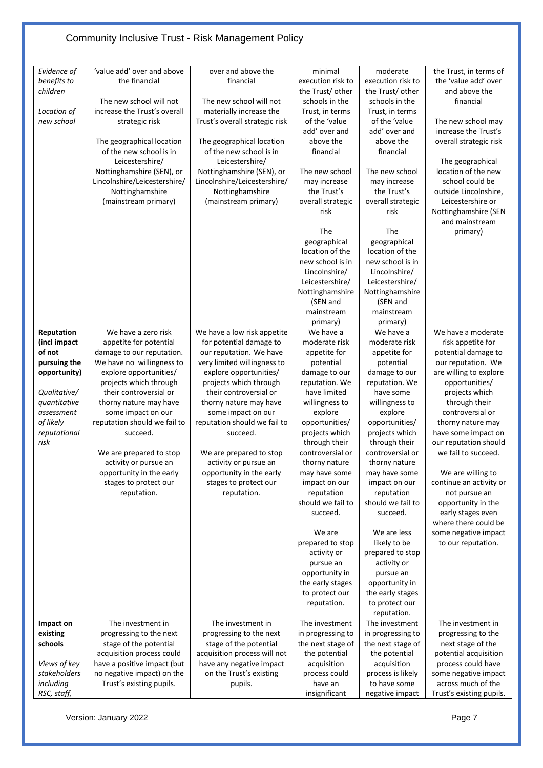| | | | | | |
|---|---|---|---|---|---|
| *Evidence of benefits to children*<br><br>*Location of new school* | 'value add' over and above the financial<br><br>The new school will not increase the Trust's overall strategic risk<br><br>The geographical location of the new school is in Leicestershire/ Nottinghamshire (SEN), or Lincolnshire/Leicestershire/ Nottinghamshire (mainstream primary) | over and above the financial<br><br>The new school will not materially increase the Trust's overall strategic risk<br><br>The geographical location of the new school is in Leicestershire/ Nottinghamshire (SEN), or Lincolnshire/Leicestershire/ Nottinghamshire (mainstream primary) | minimal execution risk to the Trust/ other schools in the Trust, in terms of the 'value add' over and above the financial<br><br>The new school may increase the Trust's overall strategic risk<br><br>The geographical location of the new school is in Lincolnshire/ Leicestershire/ Nottinghamshire (SEN and mainstream primary) | moderate execution risk to the Trust/ other schools in the Trust, in terms of the 'value add' over and above the financial<br><br>The new school may increase the Trust's overall strategic risk<br><br>The geographical location of the new school is in Lincolnshire/ Leicestershire/ Nottinghamshire (SEN and mainstream primary) | the Trust, in terms of the 'value add' over and above the financial<br><br>The new school may increase the Trust's overall strategic risk<br><br>The geographical location of the new school could be outside Lincolnshire, Leicestershire or Nottinghamshire (SEN and mainstream primary) |
| **Reputation (incl impact of not pursuing the opportunity)**<br><br>*Qualitative/ quantitative assessment of likely reputational risk* | We have a zero risk appetite for potential damage to our reputation. We have no willingness to explore opportunities/ projects which through their controversial or thorny nature may have some impact on our reputation should we fail to succeed.<br><br>We are prepared to stop activity or pursue an opportunity in the early stages to protect our reputation. | We have a low risk appetite for potential damage to our reputation. We have very limited willingness to explore opportunities/ projects which through their controversial or thorny nature may have some impact on our reputation should we fail to succeed.<br><br>We are prepared to stop activity or pursue an opportunity in the early stages to protect our reputation. | We have a moderate risk appetite for potential damage to our reputation. We have limited willingness to explore opportunities/ projects which through their controversial or thorny nature may have some impact on our reputation should we fail to succeed.<br><br>We are prepared to stop activity or pursue an opportunity in the early stages to protect our reputation. | We have a moderate risk appetite for potential damage to our reputation. We have some willingness to explore opportunities/ projects which through their controversial or thorny nature may have some impact on our reputation should we fail to succeed.<br><br>We are less likely to be prepared to stop activity or pursue an opportunity in the early stages to protect our reputation. | We have a moderate risk appetite for potential damage to our reputation. We are willing to explore opportunities/ projects which through their controversial or thorny nature may have some impact on our reputation should we fail to succeed.<br><br>We are willing to continue an activity or not pursue an opportunity in the early stages even where there could be some negative impact to our reputation. |
| **Impact on existing schools**<br><br>*Views of key stakeholders including RSC, staff,* | The investment in progressing to the next stage of the potential acquisition process could have a positive impact (but no negative impact) on the Trust's existing pupils. | The investment in progressing to the next stage of the potential acquisition process will not have any negative impact on the Trust's existing pupils. | The investment in progressing to the next stage of the potential acquisition process could have an insignificant | The investment in progressing to the next stage of the potential acquisition process is likely to have some negative impact | The investment in progressing to the next stage of the potential acquisition process could have some negative impact across much of the Trust's existing pupils. |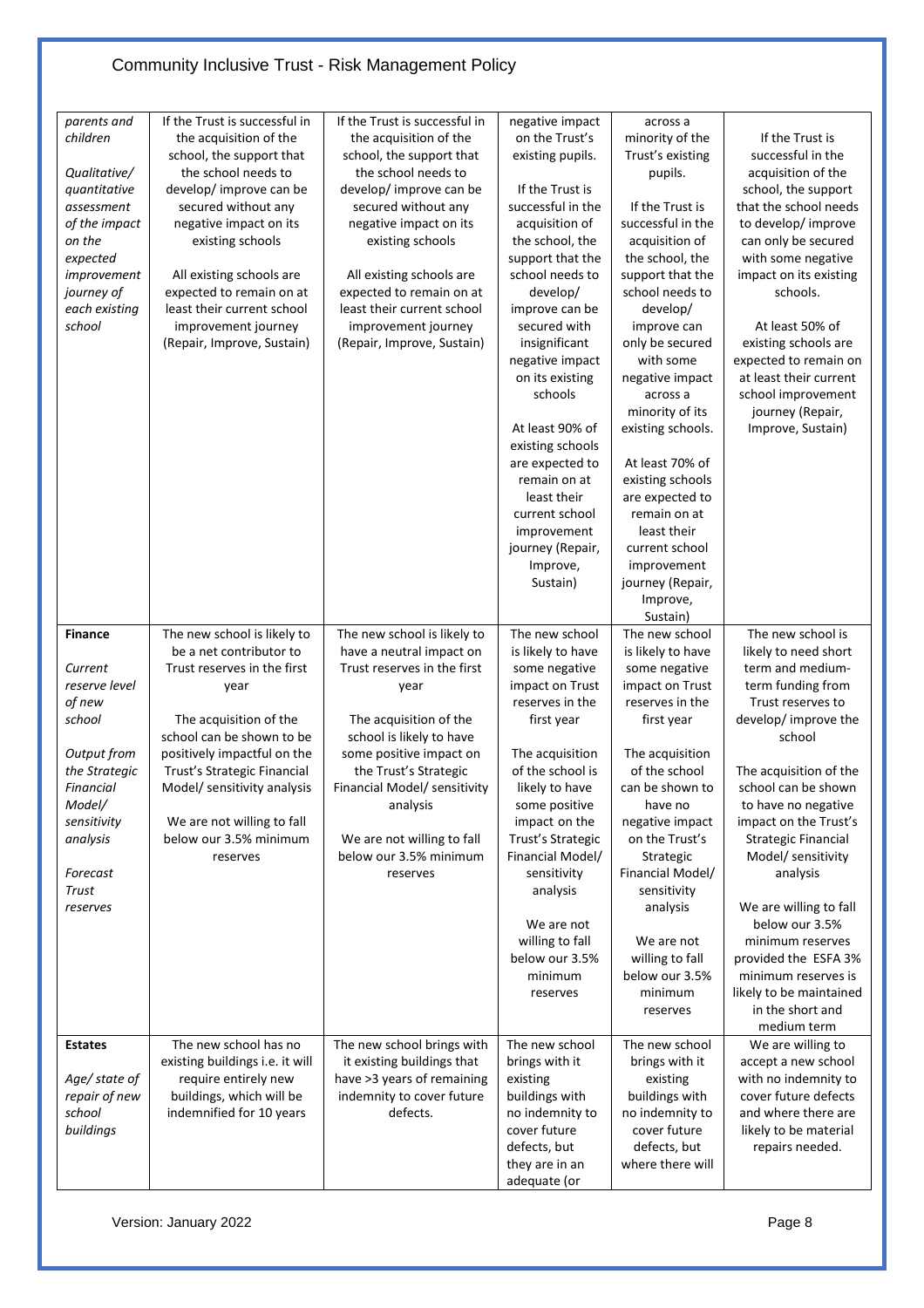| *parents and children*<br><br>*Qualitative/ quantitative assessment of the impact on the expected improvement journey of each existing school* | If the Trust is successful in the acquisition of the school, the support that the school needs to develop/ improve can be secured without any negative impact on its existing schools<br><br>All existing schools are expected to remain on at least their current school improvement journey (Repair, Improve, Sustain) | If the Trust is successful in the acquisition of the school, the support that the school needs to develop/ improve can be secured without any negative impact on its existing schools<br><br>All existing schools are expected to remain on at least their current school improvement journey (Repair, Improve, Sustain) | negative impact on the Trust's existing pupils.<br><br>If the Trust is successful in the acquisition of the school, the support that the school needs to develop/ improve can be secured with insignificant negative impact on its existing schools<br><br>At least 90% of existing schools are expected to remain on at least their current school improvement journey (Repair, Improve, Sustain) | across a minority of the Trust's existing pupils.<br><br>If the Trust is successful in the acquisition of the school, the support that the school needs to develop/ improve can only be secured with some negative impact across a minority of its existing schools.<br><br>At least 70% of existing schools are expected to remain on at least their current school improvement journey (Repair, Improve, Sustain) | If the Trust is successful in the acquisition of the school, the support that the school needs to develop/ improve can only be secured with some negative impact on its existing schools.<br><br>At least 50% of existing schools are expected to remain on at least their current school improvement journey (Repair, Improve, Sustain) |
|---|---|---|---|---|---|
| **Finance**<br><br>*Current reserve level of new school*<br><br>*Output from the Strategic Financial Model/ sensitivity analysis*<br><br>*Forecast Trust reserves* | The new school is likely to be a net contributor to Trust reserves in the first year<br><br>The acquisition of the school can be shown to be positively impactful on the Trust's Strategic Financial Model/ sensitivity analysis<br><br>We are not willing to fall below our 3.5% minimum reserves | The new school is likely to have a neutral impact on Trust reserves in the first year<br><br>The acquisition of the school is likely to have some positive impact on the Trust's Strategic Financial Model/ sensitivity analysis<br><br>We are not willing to fall below our 3.5% minimum reserves | The new school is likely to have some negative impact on Trust reserves in the first year<br><br>The acquisition of the school is likely to have some positive impact on the Trust's Strategic Financial Model/ sensitivity analysis<br><br>We are not willing to fall below our 3.5% minimum reserves | The new school is likely to have some negative impact on Trust reserves in the first year<br><br>The acquisition of the school can be shown to have no negative impact on the Trust's Strategic Financial Model/ sensitivity analysis<br><br>We are not willing to fall below our 3.5% minimum reserves | The new school is likely to need short term and medium-term funding from Trust reserves to develop/ improve the school<br><br>The acquisition of the school can be shown to have no negative impact on the Trust's Strategic Financial Model/ sensitivity analysis<br><br>We are willing to fall below our 3.5% minimum reserves provided the ESFA 3% minimum reserves is likely to be maintained in the short and medium term |
| **Estates**<br><br>*Age/ state of repair of new school buildings* | The new school has no existing buildings i.e. it will require entirely new buildings, which will be indemnified for 10 years | The new school brings with it existing buildings that have >3 years of remaining indemnity to cover future defects. | The new school brings with it existing buildings with no indemnity to cover future defects, but they are in an adequate (or | The new school brings with it existing buildings with no indemnity to cover future defects, but where there will | We are willing to accept a new school with no indemnity to cover future defects and where there are likely to be material repairs needed. |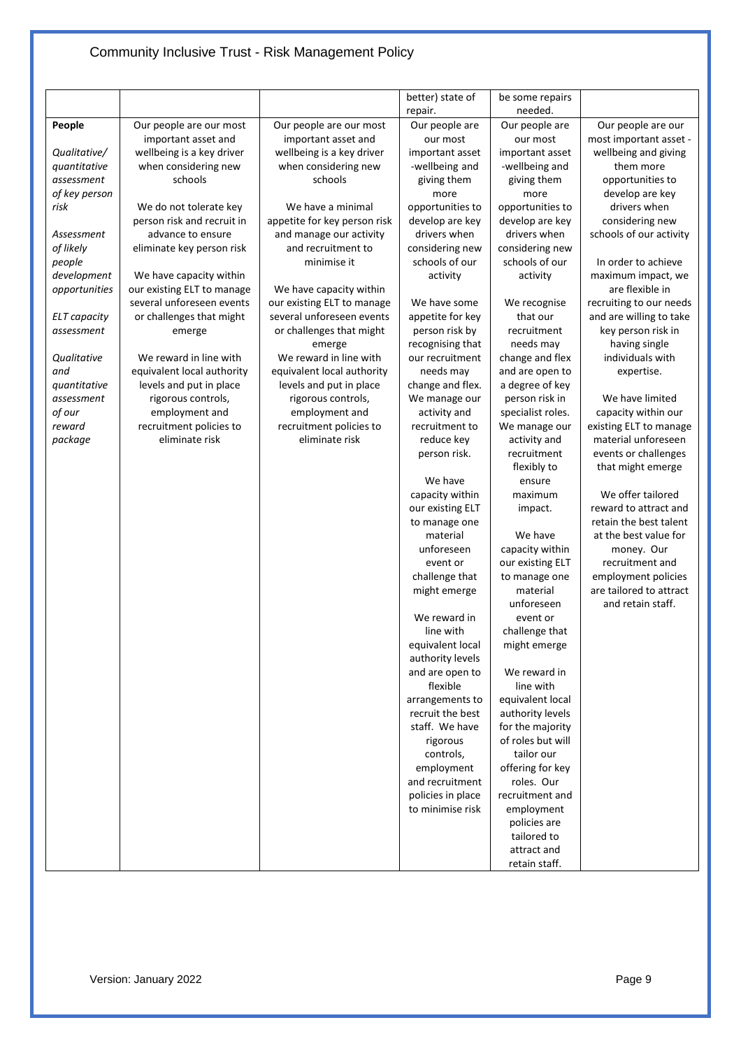| | | | | | |
|---|---|---|---|---|---|
| | | | better) state of repair. | be some repairs needed. | |
| **People**<br><br>*Qualitative/ quantitative assessment of key person risk*<br><br>*Assessment of likely people development opportunities*<br><br>*ELT capacity assessment*<br><br>*Qualitative and quantitative assessment of our reward package* | Our people are our most important asset and wellbeing is a key driver when considering new schools<br><br>We do not tolerate key person risk and recruit in advance to ensure eliminate key person risk<br><br>We have capacity within our existing ELT to manage several unforeseen events or challenges that might emerge<br><br>We reward in line with equivalent local authority levels and put in place rigorous controls, employment and recruitment policies to eliminate risk | Our people are our most important asset and wellbeing is a key driver when considering new schools<br><br>We have a minimal appetite for key person risk and manage our activity and recruitment to minimise it<br><br>We have capacity within our existing ELT to manage several unforeseen events or challenges that might emerge<br><br>We reward in line with equivalent local authority levels and put in place rigorous controls, employment and recruitment policies to eliminate risk | Our people are our most important asset -wellbeing and giving them more opportunities to develop are key drivers when considering new schools of our activity<br><br>We have some appetite for key person risk by recognising that our recruitment needs may change and flex. We manage our activity and recruitment to reduce key person risk.<br><br>We have capacity within our existing ELT to manage one material unforeseen event or challenge that might emerge<br><br>We reward in line with equivalent local authority levels and are open to flexible arrangements to recruit the best staff. We have rigorous controls, employment and recruitment policies in place to minimise risk | Our people are our most important asset -wellbeing and giving them more opportunities to develop are key drivers when considering new schools of our activity<br><br>We recognise that our recruitment needs may change and flex and are open to a degree of key person risk in specialist roles. We manage our activity and recruitment flexibly to ensure maximum impact.<br><br>We have capacity within our existing ELT to manage one material unforeseen event or challenge that might emerge<br><br>We reward in line with equivalent local authority levels for the majority of roles but will tailor our offering for key roles. Our recruitment and employment policies are tailored to attract and retain staff. | Our people are our most important asset - wellbeing and giving them more opportunities to develop are key drivers when considering new schools of our activity<br><br>In order to achieve maximum impact, we are flexible in recruiting to our needs and are willing to take key person risk in having single individuals with expertise.<br><br>We have limited capacity within our existing ELT to manage material unforeseen events or challenges that might emerge<br><br>We offer tailored reward to attract and retain the best talent at the best value for money. Our recruitment and employment policies are tailored to attract and retain staff. |